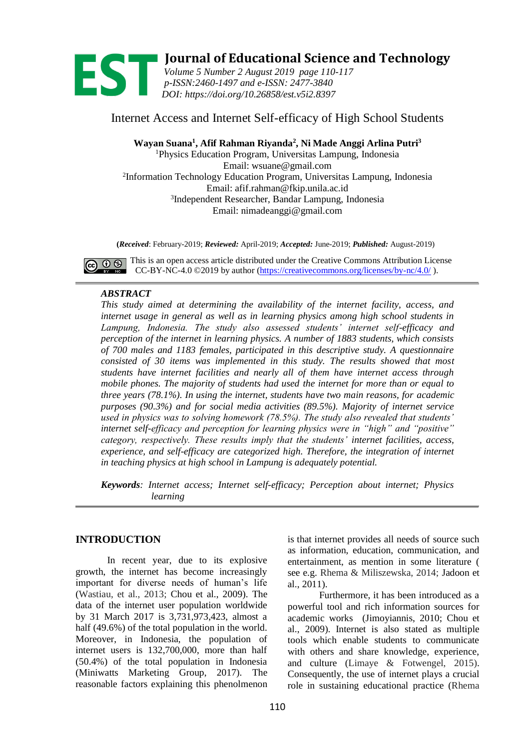# Internet Access and Internet Self-efficacy of High School Students

**Wayan Suana[1], Afif Rahman Riyanda[2], Ni Made Anggi Arlina Putri[3]**

[1]Physics Education Program, Universitas Lampung, Indonesia
Email: wsuane@gmail.com
[2]Information Technology Education Program, Universitas Lampung, Indonesia
Email: afif.rahman@fkip.unila.ac.id
[3]Independent Researcher, Bandar Lampung, Indonesia
Email: nimadeanggi@gmail.com

(***Received***: February-2019; ***Reviewed:*** April-2019; ***Accepted:*** June-2019; ***Published:*** August-2019)

This is an open access article distributed under the Creative Commons Attribution License CC-BY-NC-4.0 ©2019 by author (https://creativecommons.org/licenses/by-nc/4.0/ ).

### *ABSTRACT*

*This study aimed at determining the availability of the internet facility, access, and internet usage in general as well as in learning physics among high school students in Lampung, Indonesia. The study also assessed students' internet self-efficacy and perception of the internet in learning physics. A number of 1883 students, which consists of 700 males and 1183 females, participated in this descriptive study. A questionnaire consisted of 30 items was implemented in this study. The results showed that most students have internet facilities and nearly all of them have internet access through mobile phones. The majority of students had used the internet for more than or equal to three years (78.1%). In using the internet, students have two main reasons, for academic purposes (90.3%) and for social media activities (89.5%). Majority of internet service used in physics was to solving homework (78.5%). The study also revealed that students' internet self-efficacy and perception for learning physics were in "high" and "positive" category, respectively. These results imply that the students' internet facilities, access, experience, and self-efficacy are categorized high. Therefore, the integration of internet in teaching physics at high school in Lampung is adequately potential.*

***Keywords****: Internet access; Internet self-efficacy; Perception about internet; Physics learning*

## INTRODUCTION

In recent year, due to its explosive growth, the internet has become increasingly important for diverse needs of human's life (Wastiau, et al., 2013; Chou et al., 2009). The data of the internet user population worldwide by 31 March 2017 is 3,731,973,423, almost a half (49.6%) of the total population in the world. Moreover, in Indonesia, the population of internet users is 132,700,000, more than half (50.4%) of the total population in Indonesia (Miniwatts Marketing Group, 2017). The reasonable factors explaining this phenolmenon is that internet provides all needs of source such as information, education, communication, and entertainment, as mention in some literature ( see e.g. Rhema & Miliszewska, 2014; Jadoon et al., 2011).

Furthermore, it has been introduced as a powerful tool and rich information sources for academic works (Jimoyiannis, 2010; Chou et al., 2009). Internet is also stated as multiple tools which enable students to communicate with others and share knowledge, experience, and culture (Limaye & Fotwengel, 2015). Consequently, the use of internet plays a crucial role in sustaining educational practice (Rhema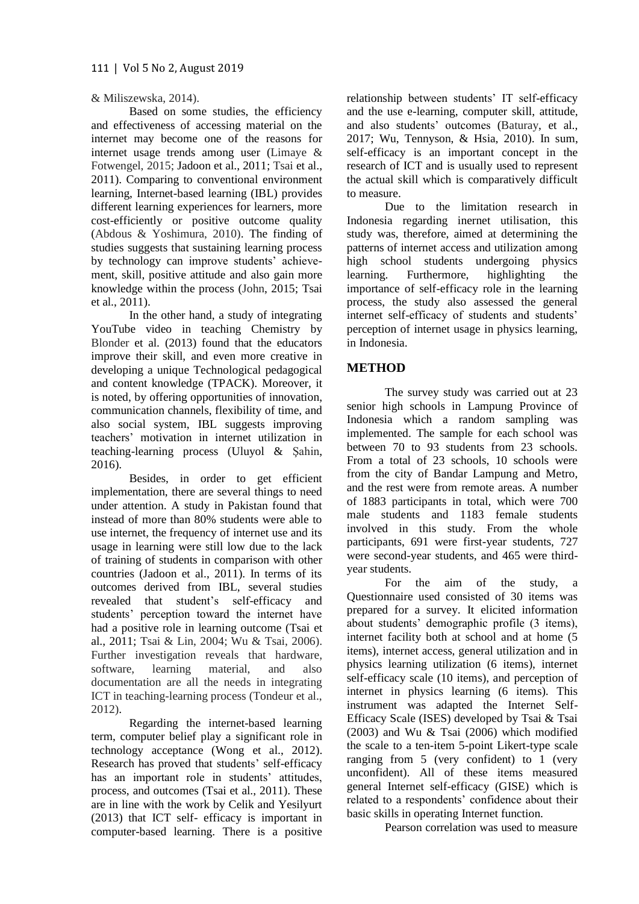& Miliszewska, 2014).

Based on some studies, the efficiency and effectiveness of accessing material on the internet may become one of the reasons for internet usage trends among user (Limaye & Fotwengel, 2015; Jadoon et al., 2011; Tsai et al., 2011). Comparing to conventional environment learning, Internet-based learning (IBL) provides different learning experiences for learners, more cost-efficiently or positive outcome quality (Abdous & Yoshimura, 2010). The finding of studies suggests that sustaining learning process by technology can improve students' achievement, skill, positive attitude and also gain more knowledge within the process (John, 2015; Tsai et al., 2011).

In the other hand, a study of integrating YouTube video in teaching Chemistry by Blonder et al. (2013) found that the educators improve their skill, and even more creative in developing a unique Technological pedagogical and content knowledge (TPACK). Moreover, it is noted, by offering opportunities of innovation, communication channels, flexibility of time, and also social system, IBL suggests improving teachers' motivation in internet utilization in teaching-learning process (Uluyol & Şahin, 2016).

Besides, in order to get efficient implementation, there are several things to need under attention. A study in Pakistan found that instead of more than 80% students were able to use internet, the frequency of internet use and its usage in learning were still low due to the lack of training of students in comparison with other countries (Jadoon et al., 2011). In terms of its outcomes derived from IBL, several studies revealed that student's self-efficacy and students' perception toward the internet have had a positive role in learning outcome (Tsai et al., 2011; Tsai & Lin, 2004; Wu & Tsai, 2006). Further investigation reveals that hardware, software, learning material, and also documentation are all the needs in integrating ICT in teaching-learning process (Tondeur et al., 2012).

Regarding the internet-based learning term, computer belief play a significant role in technology acceptance (Wong et al., 2012). Research has proved that students' self-efficacy has an important role in students' attitudes, process, and outcomes (Tsai et al., 2011). These are in line with the work by Celik and Yesilyurt (2013) that ICT self- efficacy is important in computer-based learning. There is a positive relationship between students' IT self-efficacy and the use e-learning, computer skill, attitude, and also students' outcomes (Baturay, et al., 2017; Wu, Tennyson, & Hsia, 2010). In sum, self-efficacy is an important concept in the research of ICT and is usually used to represent the actual skill which is comparatively difficult to measure.

Due to the limitation research in Indonesia regarding inernet utilisation, this study was, therefore, aimed at determining the patterns of internet access and utilization among high school students undergoing physics learning. Furthermore, highlighting the importance of self-efficacy role in the learning process, the study also assessed the general internet self-efficacy of students and students' perception of internet usage in physics learning, in Indonesia.

## METHOD

The survey study was carried out at 23 senior high schools in Lampung Province of Indonesia which a random sampling was implemented. The sample for each school was between 70 to 93 students from 23 schools. From a total of 23 schools, 10 schools were from the city of Bandar Lampung and Metro, and the rest were from remote areas. A number of 1883 participants in total, which were 700 male students and 1183 female students involved in this study. From the whole participants, 691 were first-year students, 727 were second-year students, and 465 were third-year students.

For the aim of the study, a Questionnaire used consisted of 30 items was prepared for a survey. It elicited information about students' demographic profile (3 items), internet facility both at school and at home (5 items), internet access, general utilization and in physics learning utilization (6 items), internet self-efficacy scale (10 items), and perception of internet in physics learning (6 items). This instrument was adapted the Internet Self-Efficacy Scale (ISES) developed by Tsai & Tsai (2003) and Wu & Tsai (2006) which modified the scale to a ten-item 5-point Likert-type scale ranging from 5 (very confident) to 1 (very unconfident). All of these items measured general Internet self-efficacy (GISE) which is related to a respondents' confidence about their basic skills in operating Internet function.

Pearson correlation was used to measure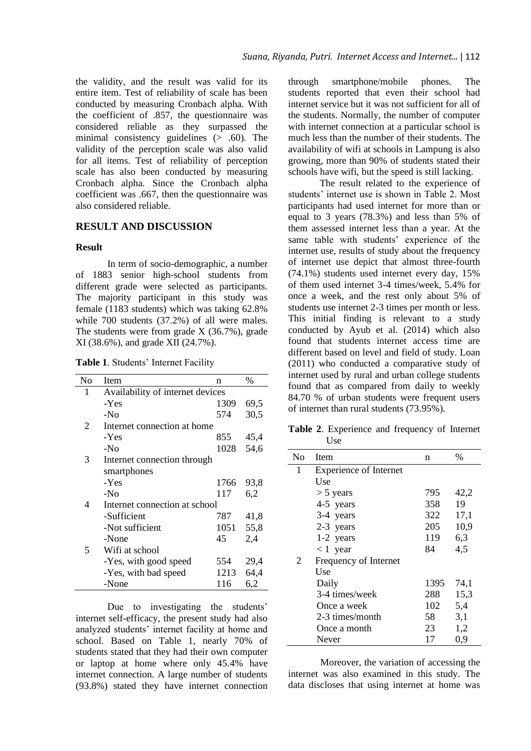the validity, and the result was valid for its entire item. Test of reliability of scale has been conducted by measuring Cronbach alpha. With the coefficient of .857, the questionnaire was considered reliable as they surpassed the minimal consistency guidelines (> .60). The validity of the perception scale was also valid for all items. Test of reliability of perception scale has also been conducted by measuring Cronbach alpha. Since the Cronbach alpha coefficient was .667, then the questionnaire was also considered reliable.

## RESULT AND DISCUSSION

### Result

In term of socio-demographic, a number of 1883 senior high-school students from different grade were selected as participants. The majority participant in this study was female (1183 students) which was taking 62.8% while 700 students (37.2%) of all were males. The students were from grade X (36.7%), grade XI (38.6%), and grade XII (24.7%).

**Table 1**. Students' Internet Facility

| No | Item | n | % |
|---|---|---|---|
| 1 | Availability of internet devices | | |
| | -Yes | 1309 | 69,5 |
| | -No | 574 | 30,5 |
| 2 | Internet connection at home | | |
| | -Yes | 855 | 45,4 |
| | -No | 1028 | 54,6 |
| 3 | Internet connection through smartphones | | |
| | -Yes | 1766 | 93,8 |
| | -No | 117 | 6,2 |
| 4 | Internet connection at school | | |
| | -Sufficient | 787 | 41,8 |
| | -Not sufficient | 1051 | 55,8 |
| | -None | 45 | 2,4 |
| 5 | Wifi at school | | |
| | -Yes, with good speed | 554 | 29,4 |
| | -Yes, with bad speed | 1213 | 64,4 |
| | -None | 116 | 6,2 |

Due to investigating the students' internet self-efficacy, the present study had also analyzed students' internet facility at home and school. Based on Table 1, nearly 70% of students stated that they had their own computer or laptop at home where only 45.4% have internet connection. A large number of students (93.8%) stated they have internet connection through smartphone/mobile phones. The students reported that even their school had internet service but it was not sufficient for all of the students. Normally, the number of computer with internet connection at a particular school is much less than the number of their students. The availability of wifi at schools in Lampung is also growing, more than 90% of students stated their schools have wifi, but the speed is still lacking.

The result related to the experience of students' internet use is shown in Table 2. Most participants had used internet for more than or equal to 3 years (78.3%) and less than 5% of them assessed internet less than a year. At the same table with students' experience of the internet use, results of study about the frequency of internet use depict that almost three-fourth (74.1%) students used internet every day, 15% of them used internet 3-4 times/week, 5.4% for once a week, and the rest only about 5% of students use internet 2-3 times per month or less. This initial finding is relevant to a study conducted by Ayub et al. (2014) which also found that students internet access time are different based on level and field of study. Loan (2011) who conducted a comparative study of internet used by rural and urban college students found that as compared from daily to weekly 84.70 % of urban students were frequent users of internet than rural students (73.95%).

**Table 2**. Experience and frequency of Internet Use

| No | Item | n | % |
|---|---|---|---|
| 1 | Experience of Internet Use | | |
| | > 5 years | 795 | 42,2 |
| | 4-5 years | 358 | 19 |
| | 3-4 years | 322 | 17,1 |
| | 2-3 years | 205 | 10,9 |
| | 1-2 years | 119 | 6,3 |
| | < 1 year | 84 | 4,5 |
| 2 | Frequency of Internet Use | | |
| | Daily | 1395 | 74,1 |
| | 3-4 times/week | 288 | 15,3 |
| | Once a week | 102 | 5,4 |
| | 2-3 times/month | 58 | 3,1 |
| | Once a month | 23 | 1,2 |
| | Never | 17 | 0,9 |

Moreover, the variation of accessing the internet was also examined in this study. The data discloses that using internet at home was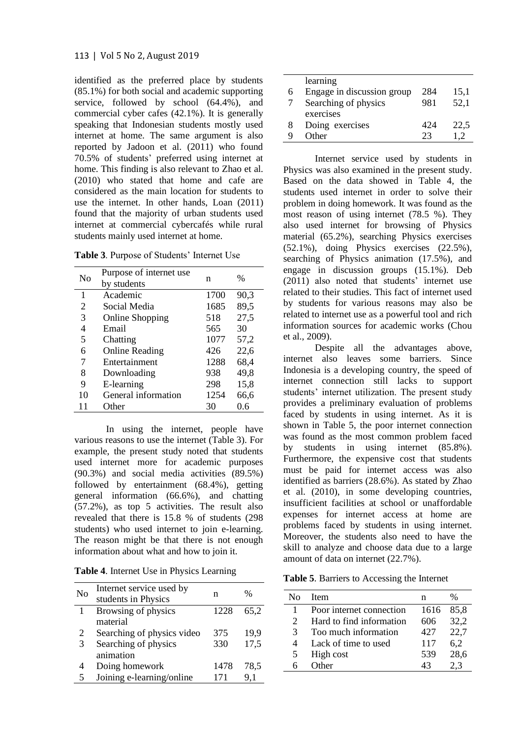identified as the preferred place by students (85.1%) for both social and academic supporting service, followed by school (64.4%), and commercial cyber cafes (42.1%). It is generally speaking that Indonesian students mostly used internet at home. The same argument is also reported by Jadoon et al. (2011) who found 70.5% of students' preferred using internet at home. This finding is also relevant to Zhao et al. (2010) who stated that home and cafe are considered as the main location for students to use the internet. In other hands, Loan (2011) found that the majority of urban students used internet at commercial cybercafés while rural students mainly used internet at home.

**Table 3**. Purpose of Students' Internet Use

| No | Purpose of internet use by students | n | % |
|---|---|---|---|
| 1 | Academic | 1700 | 90,3 |
| 2 | Social Media | 1685 | 89,5 |
| 3 | Online Shopping | 518 | 27,5 |
| 4 | Email | 565 | 30 |
| 5 | Chatting | 1077 | 57,2 |
| 6 | Online Reading | 426 | 22,6 |
| 7 | Entertainment | 1288 | 68,4 |
| 8 | Downloading | 938 | 49,8 |
| 9 | E-learning | 298 | 15,8 |
| 10 | General information | 1254 | 66,6 |
| 11 | Other | 30 | 0.6 |

In using the internet, people have various reasons to use the internet (Table 3). For example, the present study noted that students used internet more for academic purposes (90.3%) and social media activities (89.5%) followed by entertainment (68.4%), getting general information (66.6%), and chatting (57.2%), as top 5 activities. The result also revealed that there is 15.8 % of students (298 students) who used internet to join e-learning. The reason might be that there is not enough information about what and how to join it.

**Table 4**. Internet Use in Physics Learning

| No | Internet service used by students in Physics | n | % |
|---|---|---|---|
| 1 | Browsing of physics material | 1228 | 65,2 |
| 2 | Searching of physics video | 375 | 19,9 |
| 3 | Searching of physics animation | 330 | 17,5 |
| 4 | Doing homework | 1478 | 78,5 |
| 5 | Joining e-learning/online learning | 171 | 9,1 |
| 6 | Engage in discussion group | 284 | 15,1 |
| 7 | Searching of physics exercises | 981 | 52,1 |
| 8 | Doing exercises | 424 | 22,5 |
| 9 | Other | 23 | 1,2 |

Internet service used by students in Physics was also examined in the present study. Based on the data showed in Table 4, the students used internet in order to solve their problem in doing homework. It was found as the most reason of using internet (78.5 %). They also used internet for browsing of Physics material (65.2%), searching Physics exercises (52.1%), doing Physics exercises (22.5%), searching of Physics animation (17.5%), and engage in discussion groups (15.1%). Deb (2011) also noted that students' internet use related to their studies. This fact of internet used by students for various reasons may also be related to internet use as a powerful tool and rich information sources for academic works (Chou et al., 2009).

Despite all the advantages above, internet also leaves some barriers. Since Indonesia is a developing country, the speed of internet connection still lacks to support students' internet utilization. The present study provides a preliminary evaluation of problems faced by students in using internet. As it is shown in Table 5, the poor internet connection was found as the most common problem faced by students in using internet (85.8%). Furthermore, the expensive cost that students must be paid for internet access was also identified as barriers (28.6%). As stated by Zhao et al. (2010), in some developing countries, insufficient facilities at school or unaffordable expenses for internet access at home are problems faced by students in using internet. Moreover, the students also need to have the skill to analyze and choose data due to a large amount of data on internet (22.7%).

**Table 5**. Barriers to Accessing the Internet

| No | Item | n | % |
|---|---|---|---|
| 1 | Poor internet connection | 1616 | 85,8 |
| 2 | Hard to find information | 606 | 32,2 |
| 3 | Too much information | 427 | 22,7 |
| 4 | Lack of time to used | 117 | 6,2 |
| 5 | High cost | 539 | 28,6 |
| 6 | Other | 43 | 2,3 |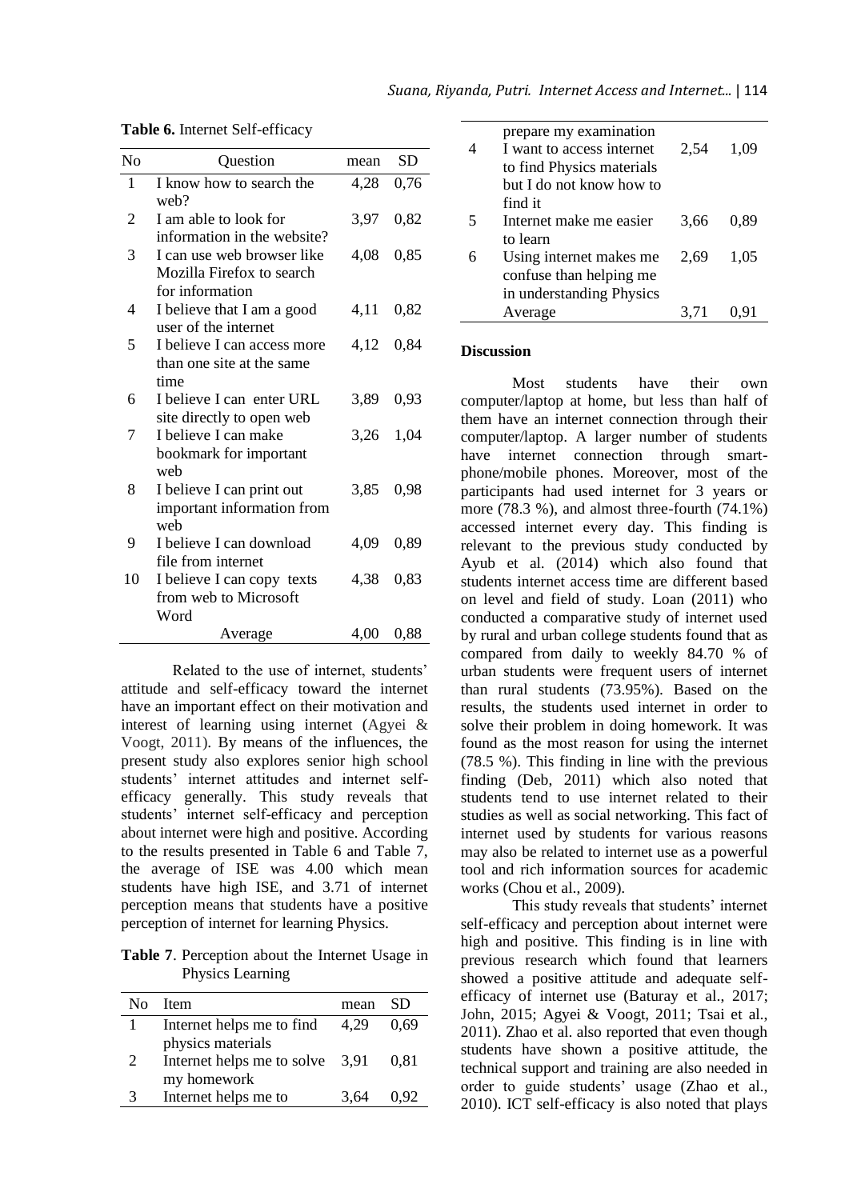**Table 6.** Internet Self-efficacy

| No | Question | mean | SD |
|---|---|---|---|
| 1 | I know how to search the web? | 4,28 | 0,76 |
| 2 | I am able to look for information in the website? | 3,97 | 0,82 |
| 3 | I can use web browser like Mozilla Firefox to search for information | 4,08 | 0,85 |
| 4 | I believe that I am a good user of the internet | 4,11 | 0,82 |
| 5 | I believe I can access more than one site at the same time | 4,12 | 0,84 |
| 6 | I believe I can enter URL site directly to open web | 3,89 | 0,93 |
| 7 | I believe I can make bookmark for important web | 3,26 | 1,04 |
| 8 | I believe I can print out important information from web | 3,85 | 0,98 |
| 9 | I believe I can download file from internet | 4,09 | 0,89 |
| 10 | I believe I can copy texts from web to Microsoft Word | 4,38 | 0,83 |
| | Average | 4,00 | 0,88 |

Related to the use of internet, students' attitude and self-efficacy toward the internet have an important effect on their motivation and interest of learning using internet (Agyei & Voogt, 2011). By means of the influences, the present study also explores senior high school students' internet attitudes and internet self-efficacy generally. This study reveals that students' internet self-efficacy and perception about internet were high and positive. According to the results presented in Table 6 and Table 7, the average of ISE was 4.00 which mean students have high ISE, and 3.71 of internet perception means that students have a positive perception of internet for learning Physics.

**Table 7**. Perception about the Internet Usage in Physics Learning

| No | Item | mean | SD |
|---|---|---|---|
| 1 | Internet helps me to find physics materials | 4,29 | 0,69 |
| 2 | Internet helps me to solve my homework | 3,91 | 0,81 |
| 3 | Internet helps me to prepare my examination | 3,64 | 0,92 |
| 4 | I want to access internet to find Physics materials but I do not know how to find it | 2,54 | 1,09 |
| 5 | Internet make me easier to learn | 3,66 | 0,89 |
| 6 | Using internet makes me confuse than helping me in understanding Physics | 2,69 | 1,05 |
| | Average | 3,71 | 0,91 |

**Discussion**

Most students have their own computer/laptop at home, but less than half of them have an internet connection through their computer/laptop. A larger number of students have internet connection through smart-phone/mobile phones. Moreover, most of the participants had used internet for 3 years or more (78.3 %), and almost three-fourth (74.1%) accessed internet every day. This finding is relevant to the previous study conducted by Ayub et al. (2014) which also found that students internet access time are different based on level and field of study. Loan (2011) who conducted a comparative study of internet used by rural and urban college students found that as compared from daily to weekly 84.70 % of urban students were frequent users of internet than rural students (73.95%). Based on the results, the students used internet in order to solve their problem in doing homework. It was found as the most reason for using the internet (78.5 %). This finding in line with the previous finding (Deb, 2011) which also noted that students tend to use internet related to their studies as well as social networking. This fact of internet used by students for various reasons may also be related to internet use as a powerful tool and rich information sources for academic works (Chou et al., 2009).

This study reveals that students' internet self-efficacy and perception about internet were high and positive. This finding is in line with previous research which found that learners showed a positive attitude and adequate self-efficacy of internet use (Baturay et al., 2017; John, 2015; Agyei & Voogt, 2011; Tsai et al., 2011). Zhao et al. also reported that even though students have shown a positive attitude, the technical support and training are also needed in order to guide students' usage (Zhao et al., 2010). ICT self-efficacy is also noted that plays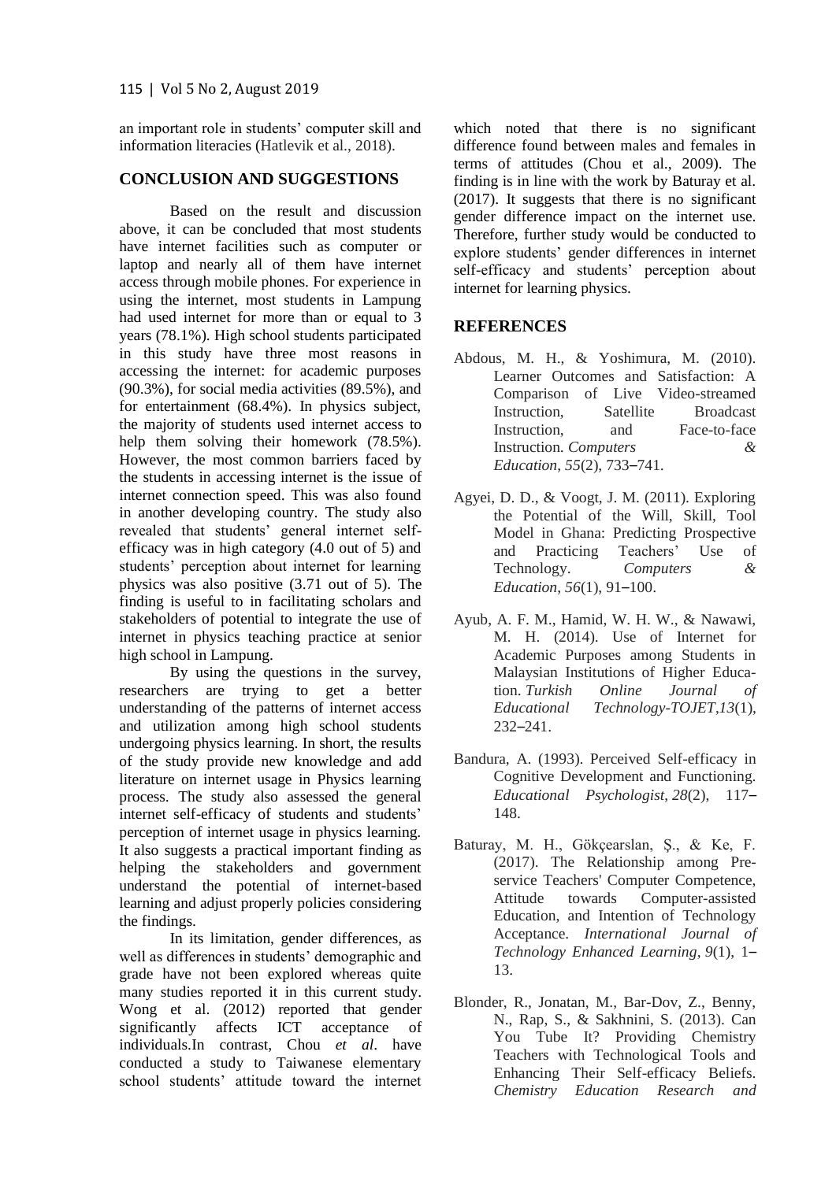an important role in students' computer skill and information literacies (Hatlevik et al., 2018).

## CONCLUSION AND SUGGESTIONS

Based on the result and discussion above, it can be concluded that most students have internet facilities such as computer or laptop and nearly all of them have internet access through mobile phones. For experience in using the internet, most students in Lampung had used internet for more than or equal to 3 years (78.1%). High school students participated in this study have three most reasons in accessing the internet: for academic purposes (90.3%), for social media activities (89.5%), and for entertainment (68.4%). In physics subject, the majority of students used internet access to help them solving their homework (78.5%). However, the most common barriers faced by the students in accessing internet is the issue of internet connection speed. This was also found in another developing country. The study also revealed that students' general internet self-efficacy was in high category (4.0 out of 5) and students' perception about internet for learning physics was also positive (3.71 out of 5). The finding is useful to in facilitating scholars and stakeholders of potential to integrate the use of internet in physics teaching practice at senior high school in Lampung.

By using the questions in the survey, researchers are trying to get a better understanding of the patterns of internet access and utilization among high school students undergoing physics learning. In short, the results of the study provide new knowledge and add literature on internet usage in Physics learning process. The study also assessed the general internet self-efficacy of students and students' perception of internet usage in physics learning. It also suggests a practical important finding as helping the stakeholders and government understand the potential of internet-based learning and adjust properly policies considering the findings.

In its limitation, gender differences, as well as differences in students' demographic and grade have not been explored whereas quite many studies reported it in this current study. Wong et al. (2012) reported that gender significantly affects ICT acceptance of individuals.In contrast, Chou *et al*. have conducted a study to Taiwanese elementary school students' attitude toward the internet which noted that there is no significant difference found between males and females in terms of attitudes (Chou et al., 2009). The finding is in line with the work by Baturay et al. (2017). It suggests that there is no significant gender difference impact on the internet use. Therefore, further study would be conducted to explore students' gender differences in internet self-efficacy and students' perception about internet for learning physics.

## REFERENCES

Abdous, M. H., & Yoshimura, M. (2010). Learner Outcomes and Satisfaction: A Comparison of Live Video-streamed Instruction, Satellite Broadcast Instruction, and Face-to-face Instruction. *Computers & Education*, *55*(2), 733–741.

Agyei, D. D., & Voogt, J. M. (2011). Exploring the Potential of the Will, Skill, Tool Model in Ghana: Predicting Prospective and Practicing Teachers' Use of Technology. *Computers & Education*, *56*(1), 91–100.

Ayub, A. F. M., Hamid, W. H. W., & Nawawi, M. H. (2014). Use of Internet for Academic Purposes among Students in Malaysian Institutions of Higher Education. *Turkish Online Journal of Educational Technology-TOJET*,*13*(1), 232–241.

Bandura, A. (1993). Perceived Self-efficacy in Cognitive Development and Functioning. *Educational Psychologist*, *28*(2), 117–148.

Baturay, M. H., Gökçearslan, Ş., & Ke, F. (2017). The Relationship among Pre-service Teachers' Computer Competence, Attitude towards Computer-assisted Education, and Intention of Technology Acceptance. *International Journal of Technology Enhanced Learning*, *9*(1), 1–13.

Blonder, R., Jonatan, M., Bar-Dov, Z., Benny, N., Rap, S., & Sakhnini, S. (2013). Can You Tube It? Providing Chemistry Teachers with Technological Tools and Enhancing Their Self-efficacy Beliefs. *Chemistry Education Research and*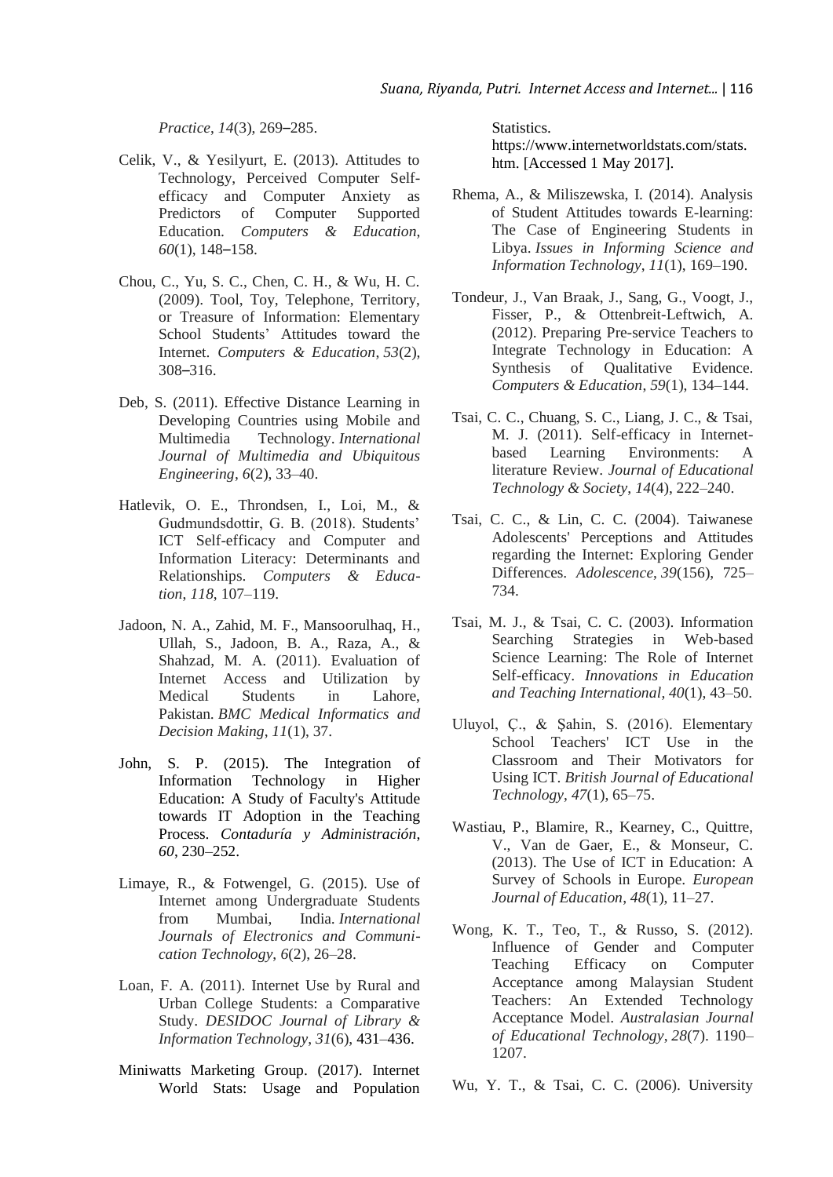*Practice*, *14*(3), 269–285.

Celik, V., & Yesilyurt, E. (2013). Attitudes to Technology, Perceived Computer Self-efficacy and Computer Anxiety as Predictors of Computer Supported Education. *Computers & Education*, *60*(1), 148–158.

Chou, C., Yu, S. C., Chen, C. H., & Wu, H. C. (2009). Tool, Toy, Telephone, Territory, or Treasure of Information: Elementary School Students' Attitudes toward the Internet. *Computers & Education*, *53*(2), 308–316.

Deb, S. (2011). Effective Distance Learning in Developing Countries using Mobile and Multimedia Technology. *International Journal of Multimedia and Ubiquitous Engineering*, *6*(2), 33–40.

Hatlevik, O. E., Throndsen, I., Loi, M., & Gudmundsdottir, G. B. (2018). Students' ICT Self-efficacy and Computer and Information Literacy: Determinants and Relationships. *Computers & Education*, *118*, 107–119.

Jadoon, N. A., Zahid, M. F., Mansoorulhaq, H., Ullah, S., Jadoon, B. A., Raza, A., & Shahzad, M. A. (2011). Evaluation of Internet Access and Utilization by Medical Students in Lahore, Pakistan. *BMC Medical Informatics and Decision Making*, *11*(1), 37.

John, S. P. (2015). The Integration of Information Technology in Higher Education: A Study of Faculty's Attitude towards IT Adoption in the Teaching Process. *Contaduría y Administración*, *60*, 230–252.

Limaye, R., & Fotwengel, G. (2015). Use of Internet among Undergraduate Students from Mumbai, India. *International Journals of Electronics and Communication Technology*, *6*(2), 26–28.

Loan, F. A. (2011). Internet Use by Rural and Urban College Students: a Comparative Study. *DESIDOC Journal of Library & Information Technology*, *31*(6), 431–436.

Miniwatts Marketing Group. (2017). Internet World Stats: Usage and Population Statistics. https://www.internetworldstats.com/stats.htm. [Accessed 1 May 2017].

Rhema, A., & Miliszewska, I. (2014). Analysis of Student Attitudes towards E-learning: The Case of Engineering Students in Libya. *Issues in Informing Science and Information Technology*, *11*(1), 169–190.

Tondeur, J., Van Braak, J., Sang, G., Voogt, J., Fisser, P., & Ottenbreit-Leftwich, A. (2012). Preparing Pre-service Teachers to Integrate Technology in Education: A Synthesis of Qualitative Evidence. *Computers & Education*, *59*(1), 134–144.

Tsai, C. C., Chuang, S. C., Liang, J. C., & Tsai, M. J. (2011). Self-efficacy in Internet-based Learning Environments: A literature Review. *Journal of Educational Technology & Society*, *14*(4), 222–240.

Tsai, C. C., & Lin, C. C. (2004). Taiwanese Adolescents' Perceptions and Attitudes regarding the Internet: Exploring Gender Differences. *Adolescence*, *39*(156), 725–734.

Tsai, M. J., & Tsai, C. C. (2003). Information Searching Strategies in Web-based Science Learning: The Role of Internet Self-efficacy. *Innovations in Education and Teaching International*, *40*(1), 43–50.

Uluyol, Ç., & Şahin, S. (2016). Elementary School Teachers' ICT Use in the Classroom and Their Motivators for Using ICT. *British Journal of Educational Technology*, *47*(1), 65–75.

Wastiau, P., Blamire, R., Kearney, C., Quittre, V., Van de Gaer, E., & Monseur, C. (2013). The Use of ICT in Education: A Survey of Schools in Europe. *European Journal of Education*, *48*(1), 11–27.

Wong, K. T., Teo, T., & Russo, S. (2012). Influence of Gender and Computer Teaching Efficacy on Computer Acceptance among Malaysian Student Teachers: An Extended Technology Acceptance Model. *Australasian Journal of Educational Technology*, *28*(7). 1190–1207.

Wu, Y. T., & Tsai, C. C. (2006). University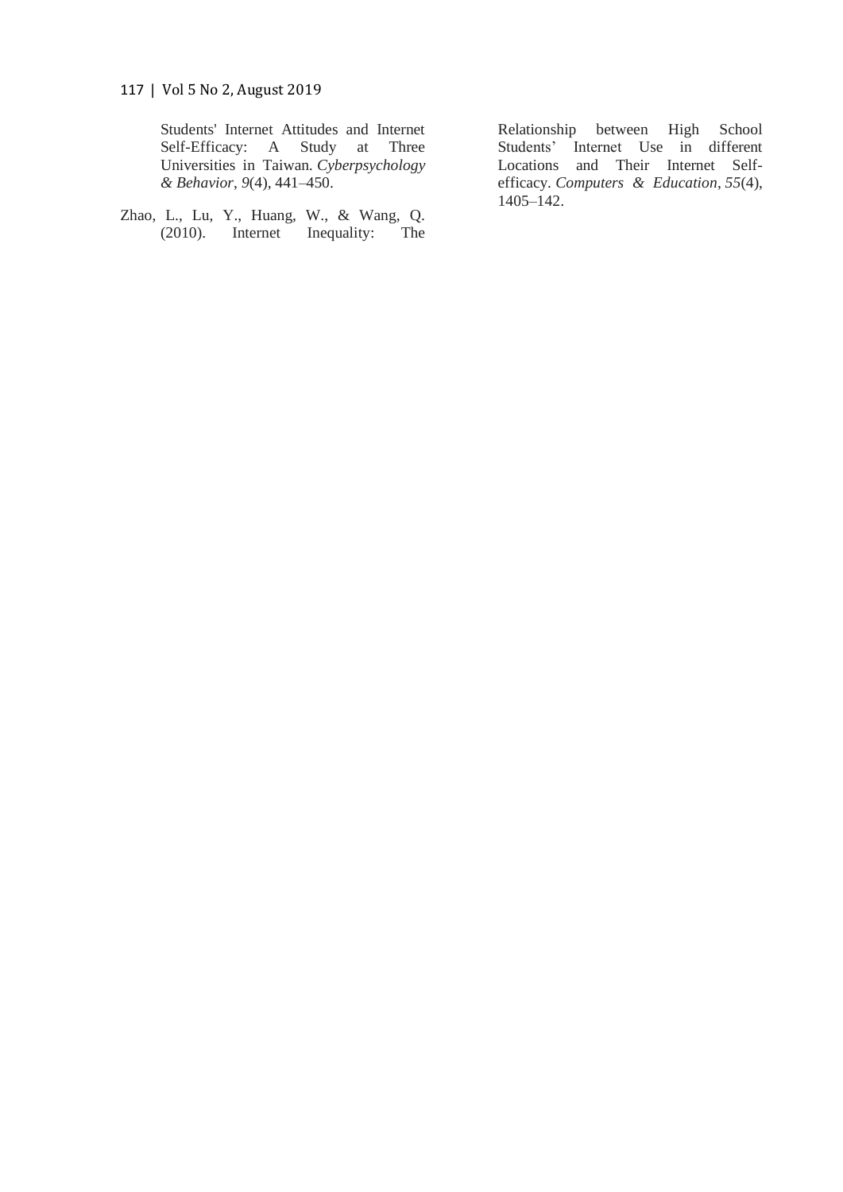Students' Internet Attitudes and Internet Self-Efficacy: A Study at Three Universities in Taiwan. *Cyberpsychology & Behavior*, *9*(4), 441–450.

Zhao, L., Lu, Y., Huang, W., & Wang, Q. (2010). Internet Inequality: The Relationship between High School Students' Internet Use in different Locations and Their Internet Self-efficacy. *Computers & Education*, *55*(4), 1405–142.